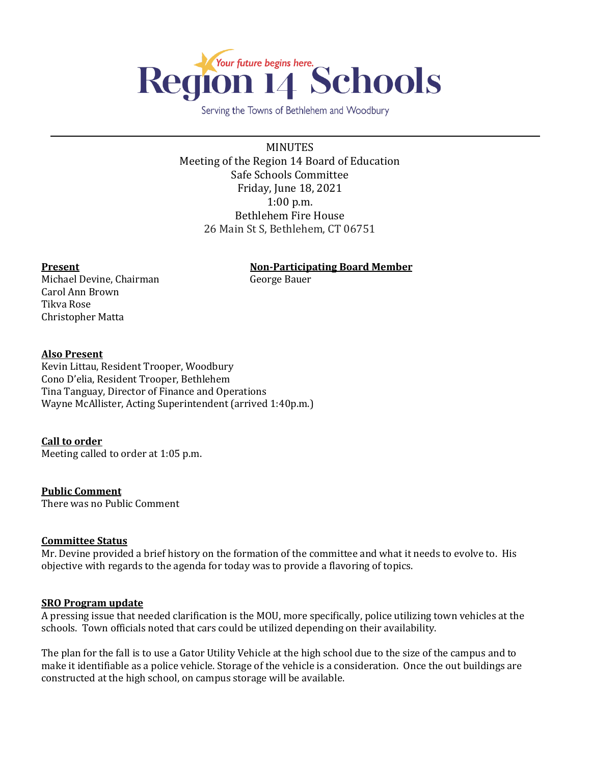# Region 14 Schools

*Your future begins here.*

Serving the Towns of Bethlehem and Woodbury

---

MINUTES
Meeting of the Region 14 Board of Education
Safe Schools Committee
Friday, June 18, 2021
1:00 p.m.
Bethlehem Fire House
26 Main St S, Bethlehem, CT 06751

**Present**
Michael Devine, Chairman
Carol Ann Brown
Tikva Rose
Christopher Matta

**Non-Participating Board Member**
George Bauer

**Also Present**
Kevin Littau, Resident Trooper, Woodbury
Cono D'elia, Resident Trooper, Bethlehem
Tina Tanguay, Director of Finance and Operations
Wayne McAllister, Acting Superintendent (arrived 1:40p.m.)

**Call to order**
Meeting called to order at 1:05 p.m.

**Public Comment**
There was no Public Comment

**Committee Status**
Mr. Devine provided a brief history on the formation of the committee and what it needs to evolve to. His objective with regards to the agenda for today was to provide a flavoring of topics.

**SRO Program update**
A pressing issue that needed clarification is the MOU, more specifically, police utilizing town vehicles at the schools. Town officials noted that cars could be utilized depending on their availability.

The plan for the fall is to use a Gator Utility Vehicle at the high school due to the size of the campus and to make it identifiable as a police vehicle. Storage of the vehicle is a consideration. Once the out buildings are constructed at the high school, on campus storage will be available.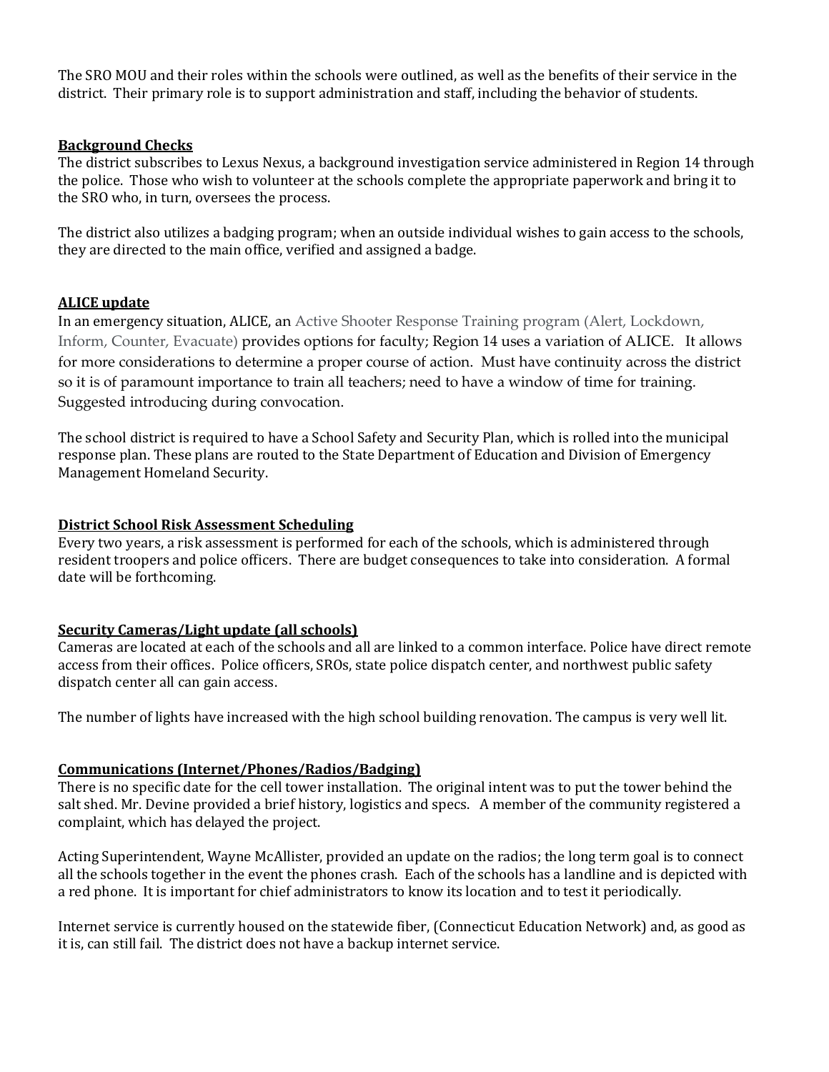The SRO MOU and their roles within the schools were outlined, as well as the benefits of their service in the district. Their primary role is to support administration and staff, including the behavior of students.

**Background Checks**

The district subscribes to Lexus Nexus, a background investigation service administered in Region 14 through the police. Those who wish to volunteer at the schools complete the appropriate paperwork and bring it to the SRO who, in turn, oversees the process.

The district also utilizes a badging program; when an outside individual wishes to gain access to the schools, they are directed to the main office, verified and assigned a badge.

**ALICE update**

In an emergency situation, ALICE, an Active Shooter Response Training program (Alert, Lockdown, Inform, Counter, Evacuate) provides options for faculty; Region 14 uses a variation of ALICE. It allows for more considerations to determine a proper course of action. Must have continuity across the district so it is of paramount importance to train all teachers; need to have a window of time for training. Suggested introducing during convocation.

The school district is required to have a School Safety and Security Plan, which is rolled into the municipal response plan. These plans are routed to the State Department of Education and Division of Emergency Management Homeland Security.

**District School Risk Assessment Scheduling**

Every two years, a risk assessment is performed for each of the schools, which is administered through resident troopers and police officers. There are budget consequences to take into consideration. A formal date will be forthcoming.

**Security Cameras/Light update (all schools)**

Cameras are located at each of the schools and all are linked to a common interface. Police have direct remote access from their offices. Police officers, SROs, state police dispatch center, and northwest public safety dispatch center all can gain access.

The number of lights have increased with the high school building renovation. The campus is very well lit.

**Communications (Internet/Phones/Radios/Badging)**

There is no specific date for the cell tower installation. The original intent was to put the tower behind the salt shed. Mr. Devine provided a brief history, logistics and specs. A member of the community registered a complaint, which has delayed the project.

Acting Superintendent, Wayne McAllister, provided an update on the radios; the long term goal is to connect all the schools together in the event the phones crash. Each of the schools has a landline and is depicted with a red phone. It is important for chief administrators to know its location and to test it periodically.

Internet service is currently housed on the statewide fiber, (Connecticut Education Network) and, as good as it is, can still fail. The district does not have a backup internet service.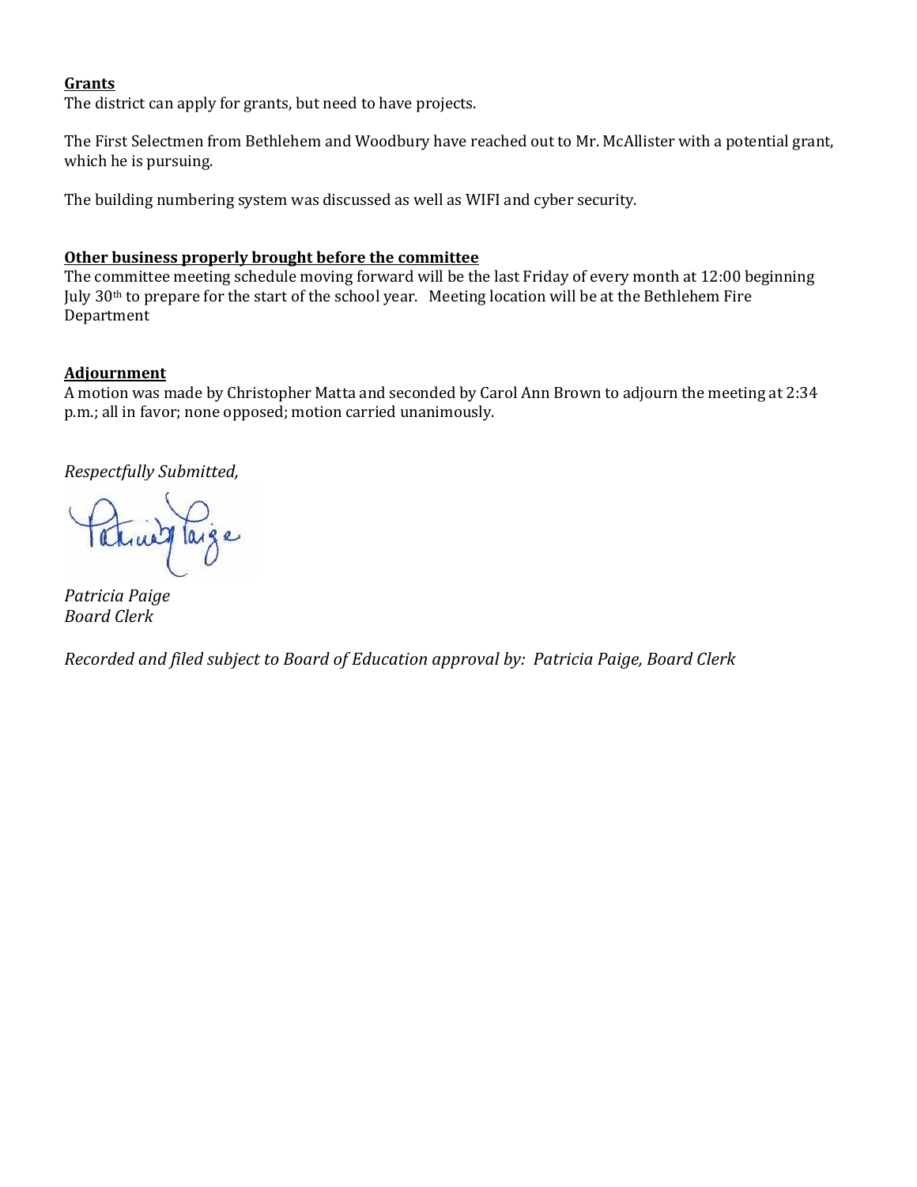**Grants**
The district can apply for grants, but need to have projects.

The First Selectmen from Bethlehem and Woodbury have reached out to Mr. McAllister with a potential grant, which he is pursuing.

The building numbering system was discussed as well as WIFI and cyber security.

**Other business properly brought before the committee**
The committee meeting schedule moving forward will be the last Friday of every month at 12:00 beginning July 30th to prepare for the start of the school year. Meeting location will be at the Bethlehem Fire Department

**Adjournment**
A motion was made by Christopher Matta and seconded by Carol Ann Brown to adjourn the meeting at 2:34 p.m.; all in favor; none opposed; motion carried unanimously.

*Respectfully Submitted,*

*Patricia Paige*
*Board Clerk*

*Recorded and filed subject to Board of Education approval by: Patricia Paige, Board Clerk*